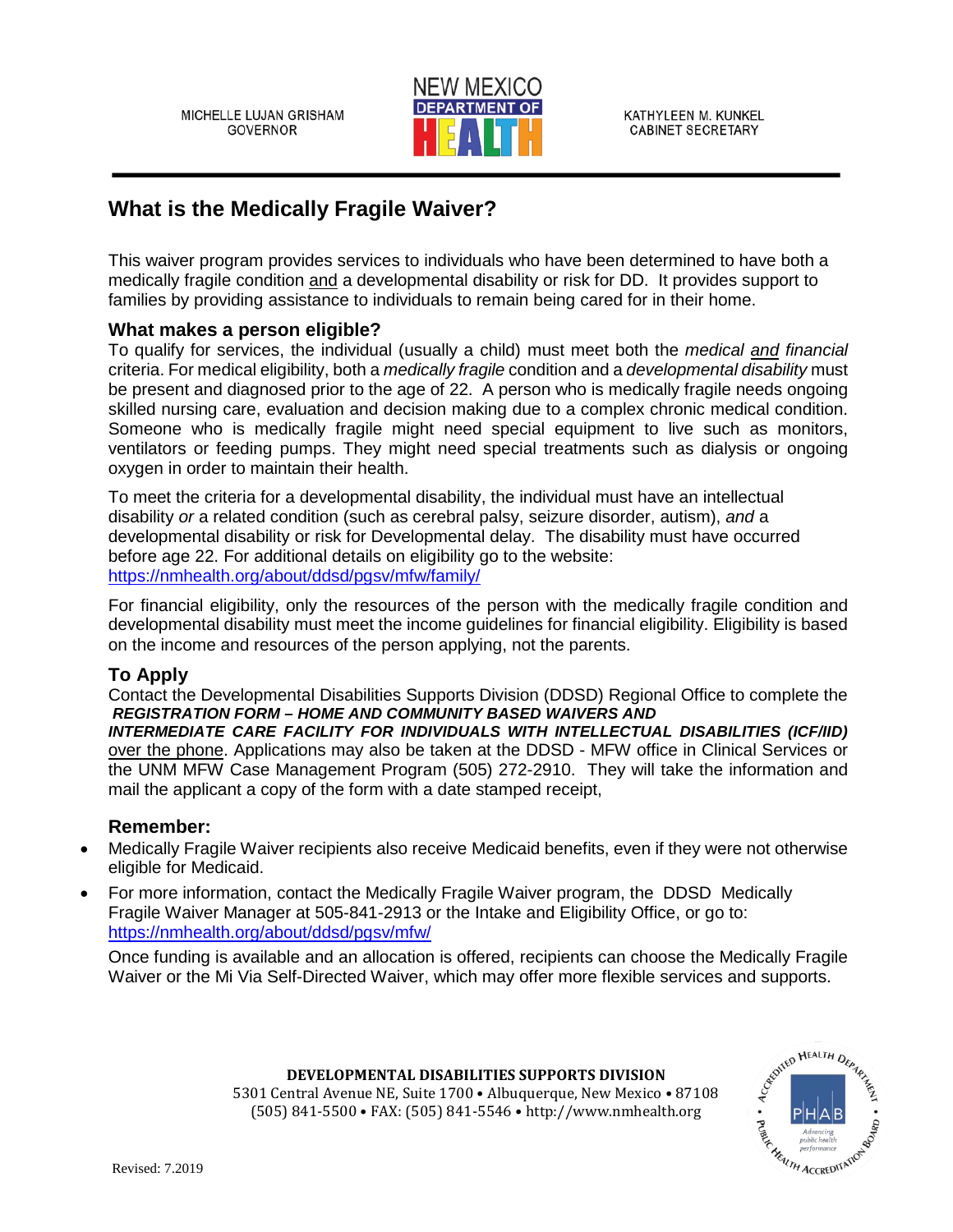MICHELLE LUJAN GRISHAM
GOVERNOR

NEW MEXICO DEPARTMENT OF HEALTH

KATHYLEEN M. KUNKEL
CABINET SECRETARY

# What is the Medically Fragile Waiver?

This waiver program provides services to individuals who have been determined to have both a medically fragile condition <u>and</u> a developmental disability or risk for DD. It provides support to families by providing assistance to individuals to remain being cared for in their home.

### What makes a person eligible?

To qualify for services, the individual (usually a child) must meet both the *medical <u>and</u> financial* criteria. For medical eligibility, both a *medically fragile* condition and a *developmental disability* must be present and diagnosed prior to the age of 22. A person who is medically fragile needs ongoing skilled nursing care, evaluation and decision making due to a complex chronic medical condition. Someone who is medically fragile might need special equipment to live such as monitors, ventilators or feeding pumps. They might need special treatments such as dialysis or ongoing oxygen in order to maintain their health.

To meet the criteria for a developmental disability, the individual must have an intellectual disability *or* a related condition (such as cerebral palsy, seizure disorder, autism), *and* a developmental disability or risk for Developmental delay. The disability must have occurred before age 22. For additional details on eligibility go to the website: https://nmhealth.org/about/ddsd/pgsv/mfw/family/

For financial eligibility, only the resources of the person with the medically fragile condition and developmental disability must meet the income guidelines for financial eligibility. Eligibility is based on the income and resources of the person applying, not the parents.

### To Apply

Contact the Developmental Disabilities Supports Division (DDSD) Regional Office to complete the ***REGISTRATION FORM – HOME AND COMMUNITY BASED WAIVERS AND INTERMEDIATE CARE FACILITY FOR INDIVIDUALS WITH INTELLECTUAL DISABILITIES (ICF/IID)*** <u>over the phone</u>. Applications may also be taken at the DDSD - MFW office in Clinical Services or the UNM MFW Case Management Program (505) 272-2910. They will take the information and mail the applicant a copy of the form with a date stamped receipt,

### Remember:

- Medically Fragile Waiver recipients also receive Medicaid benefits, even if they were not otherwise eligible for Medicaid.
- For more information, contact the Medically Fragile Waiver program, the DDSD Medically Fragile Waiver Manager at 505-841-2913 or the Intake and Eligibility Office, or go to: https://nmhealth.org/about/ddsd/pgsv/mfw/

Once funding is available and an allocation is offered, recipients can choose the Medically Fragile Waiver or the Mi Via Self-Directed Waiver, which may offer more flexible services and supports.

**DEVELOPMENTAL DISABILITIES SUPPORTS DIVISION**
5301 Central Avenue NE, Suite 1700 • Albuquerque, New Mexico • 87108
(505) 841-5500 • FAX: (505) 841-5546 • http://www.nmhealth.org

Revised: 7.2019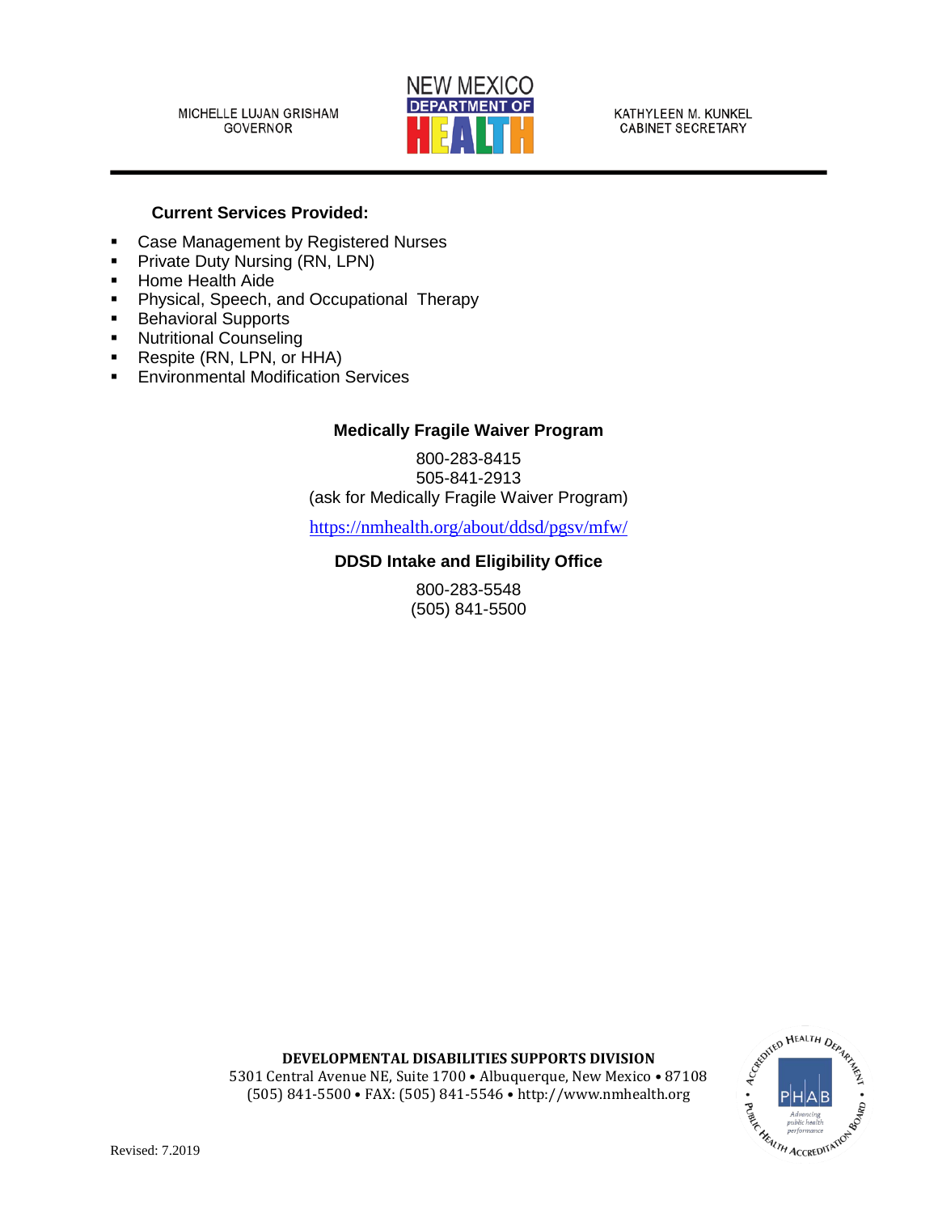MICHELLE LUJAN GRISHAM
GOVERNOR

NEW MEXICO DEPARTMENT OF HEALTH

KATHYLEEN M. KUNKEL
CABINET SECRETARY

**Current Services Provided:**

- Case Management by Registered Nurses
- Private Duty Nursing (RN, LPN)
- Home Health Aide
- Physical, Speech, and Occupational Therapy
- Behavioral Supports
- Nutritional Counseling
- Respite (RN, LPN, or HHA)
- Environmental Modification Services

**Medically Fragile Waiver Program**

800-283-8415
505-841-2913
(ask for Medically Fragile Waiver Program)

https://nmhealth.org/about/ddsd/pgsv/mfw/

**DDSD Intake and Eligibility Office**

800-283-5548
(505) 841-5500

**DEVELOPMENTAL DISABILITIES SUPPORTS DIVISION**
5301 Central Avenue NE, Suite 1700 • Albuquerque, New Mexico • 87108
(505) 841-5500 • FAX: (505) 841-5546 • http://www.nmhealth.org

Revised: 7.2019